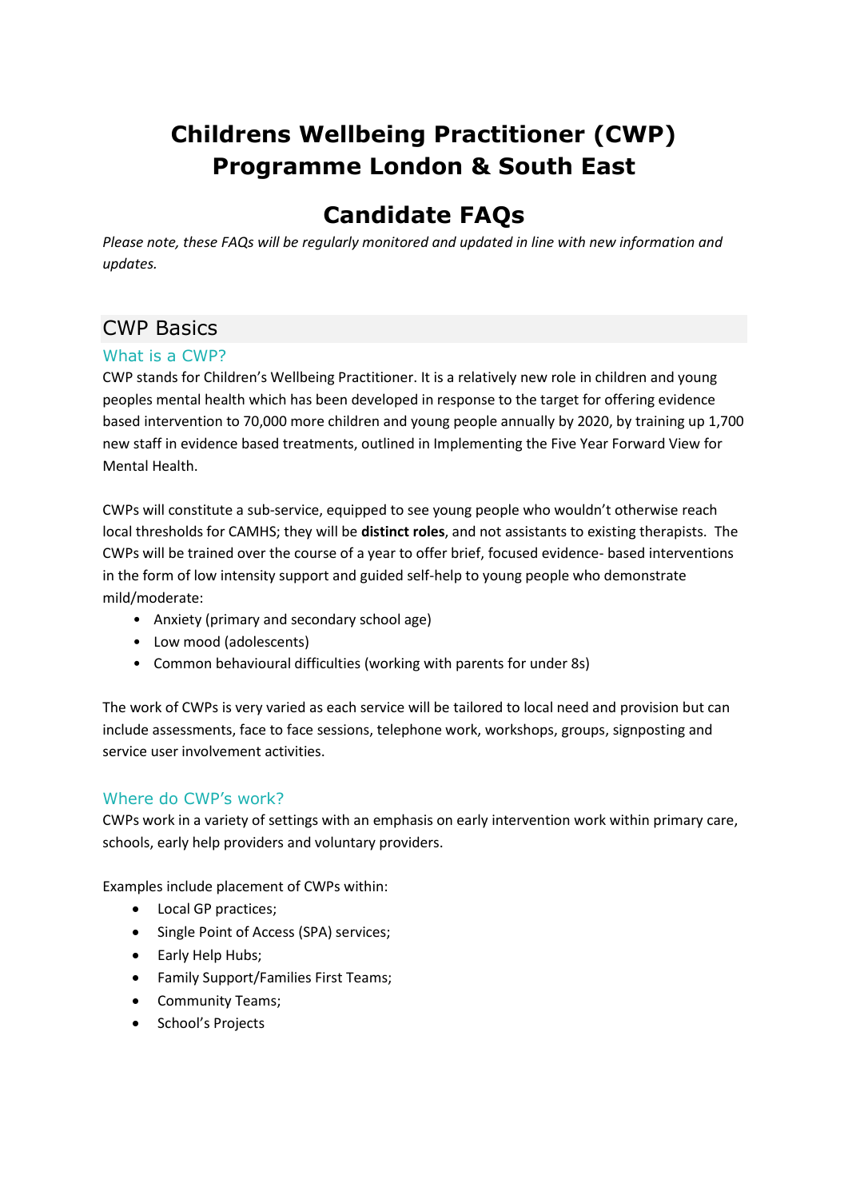# Childrens Wellbeing Practitioner (CWP) Programme London & South East

# Candidate FAQs

*Please note, these FAQs will be regularly monitored and updated in line with new information and updates.*

## CWP Basics

### What is a CWP?

CWP stands for Children's Wellbeing Practitioner. It is a relatively new role in children and young peoples mental health which has been developed in response to the target for offering evidence based intervention to 70,000 more children and young people annually by 2020, by training up 1,700 new staff in evidence based treatments, outlined in Implementing the Five Year Forward View for Mental Health.

CWPs will constitute a sub-service, equipped to see young people who wouldn't otherwise reach local thresholds for CAMHS; they will be **distinct roles**, and not assistants to existing therapists. The CWPs will be trained over the course of a year to offer brief, focused evidence- based interventions in the form of low intensity support and guided self-help to young people who demonstrate mild/moderate:

- Anxiety (primary and secondary school age)
- Low mood (adolescents)
- Common behavioural difficulties (working with parents for under 8s)

The work of CWPs is very varied as each service will be tailored to local need and provision but can include assessments, face to face sessions, telephone work, workshops, groups, signposting and service user involvement activities.

### Where do CWP's work?

CWPs work in a variety of settings with an emphasis on early intervention work within primary care, schools, early help providers and voluntary providers.

Examples include placement of CWPs within:

- Local GP practices;
- Single Point of Access (SPA) services;
- Early Help Hubs;
- Family Support/Families First Teams;
- Community Teams;
- School's Projects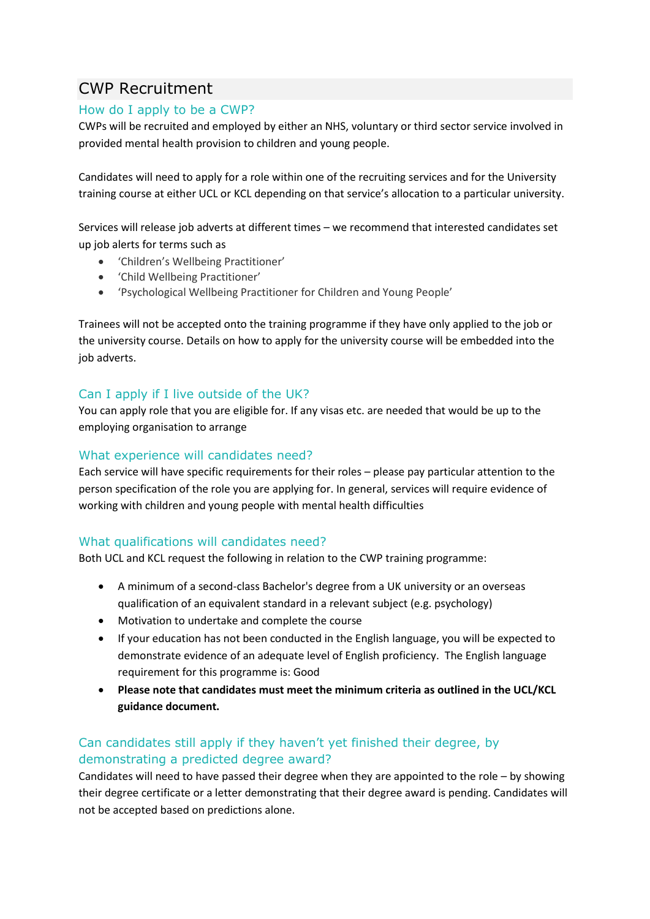# CWP Recruitment

## How do I apply to be a CWP?

CWPs will be recruited and employed by either an NHS, voluntary or third sector service involved in provided mental health provision to children and young people.

Candidates will need to apply for a role within one of the recruiting services and for the University training course at either UCL or KCL depending on that service's allocation to a particular university.

Services will release job adverts at different times – we recommend that interested candidates set up job alerts for terms such as

- 'Children's Wellbeing Practitioner'
- 'Child Wellbeing Practitioner'
- 'Psychological Wellbeing Practitioner for Children and Young People'

Trainees will not be accepted onto the training programme if they have only applied to the job or the university course. Details on how to apply for the university course will be embedded into the job adverts.

## Can I apply if I live outside of the UK?

You can apply role that you are eligible for. If any visas etc. are needed that would be up to the employing organisation to arrange

## What experience will candidates need?

Each service will have specific requirements for their roles – please pay particular attention to the person specification of the role you are applying for. In general, services will require evidence of working with children and young people with mental health difficulties

## What qualifications will candidates need?

Both UCL and KCL request the following in relation to the CWP training programme:

- A minimum of a second-class Bachelor's degree from a UK university or an overseas qualification of an equivalent standard in a relevant subject (e.g. psychology)
- Motivation to undertake and complete the course
- If your education has not been conducted in the English language, you will be expected to demonstrate evidence of an adequate level of English proficiency. The English language requirement for this programme is: Good
- **Please note that candidates must meet the minimum criteria as outlined in the UCL/KCL guidance document.**

## Can candidates still apply if they haven't yet finished their degree, by demonstrating a predicted degree award?

Candidates will need to have passed their degree when they are appointed to the role – by showing their degree certificate or a letter demonstrating that their degree award is pending. Candidates will not be accepted based on predictions alone.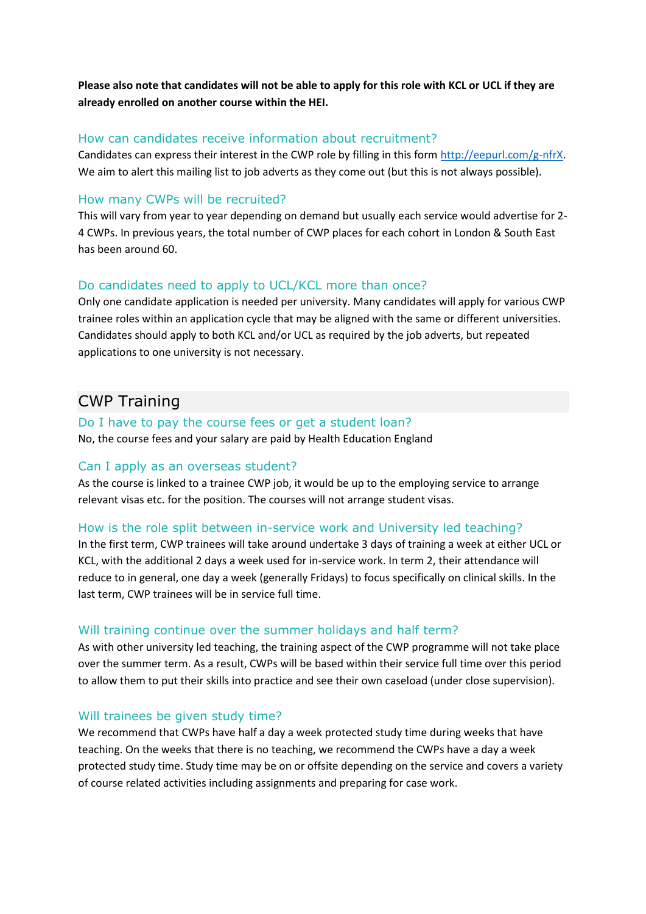**Please also note that candidates will not be able to apply for this role with KCL or UCL if they are already enrolled on another course within the HEI.**

### How can candidates receive information about recruitment?

Candidates can express their interest in the CWP role by filling in this form [http://eepurl.com/g-nfrX](http://eepurl.com/g-nfrX). We aim to alert this mailing list to job adverts as they come out (but this is not always possible).

### How many CWPs will be recruited?

This will vary from year to year depending on demand but usually each service would advertise for 2-4 CWPs. In previous years, the total number of CWP places for each cohort in London & South East has been around 60.

### Do candidates need to apply to UCL/KCL more than once?

Only one candidate application is needed per university. Many candidates will apply for various CWP trainee roles within an application cycle that may be aligned with the same or different universities. Candidates should apply to both KCL and/or UCL as required by the job adverts, but repeated applications to one university is not necessary.

## CWP Training

### Do I have to pay the course fees or get a student loan?

No, the course fees and your salary are paid by Health Education England

### Can I apply as an overseas student?

As the course is linked to a trainee CWP job, it would be up to the employing service to arrange relevant visas etc. for the position. The courses will not arrange student visas.

### How is the role split between in-service work and University led teaching?

In the first term, CWP trainees will take around undertake 3 days of training a week at either UCL or KCL, with the additional 2 days a week used for in-service work. In term 2, their attendance will reduce to in general, one day a week (generally Fridays) to focus specifically on clinical skills. In the last term, CWP trainees will be in service full time.

### Will training continue over the summer holidays and half term?

As with other university led teaching, the training aspect of the CWP programme will not take place over the summer term. As a result, CWPs will be based within their service full time over this period to allow them to put their skills into practice and see their own caseload (under close supervision).

### Will trainees be given study time?

We recommend that CWPs have half a day a week protected study time during weeks that have teaching. On the weeks that there is no teaching, we recommend the CWPs have a day a week protected study time. Study time may be on or offsite depending on the service and covers a variety of course related activities including assignments and preparing for case work.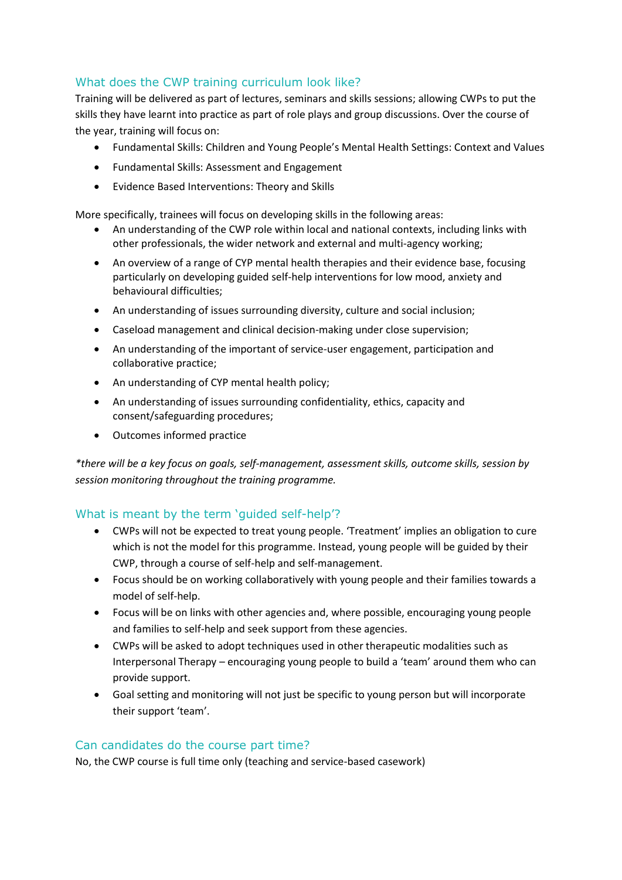## What does the CWP training curriculum look like?

Training will be delivered as part of lectures, seminars and skills sessions; allowing CWPs to put the skills they have learnt into practice as part of role plays and group discussions. Over the course of the year, training will focus on:

- Fundamental Skills: Children and Young People's Mental Health Settings: Context and Values
- Fundamental Skills: Assessment and Engagement
- Evidence Based Interventions: Theory and Skills

More specifically, trainees will focus on developing skills in the following areas:

- An understanding of the CWP role within local and national contexts, including links with other professionals, the wider network and external and multi-agency working;
- An overview of a range of CYP mental health therapies and their evidence base, focusing particularly on developing guided self-help interventions for low mood, anxiety and behavioural difficulties;
- An understanding of issues surrounding diversity, culture and social inclusion;
- Caseload management and clinical decision-making under close supervision;
- An understanding of the important of service-user engagement, participation and collaborative practice;
- An understanding of CYP mental health policy;
- An understanding of issues surrounding confidentiality, ethics, capacity and consent/safeguarding procedures;
- Outcomes informed practice

*\*there will be a key focus on goals, self-management, assessment skills, outcome skills, session by session monitoring throughout the training programme.*

## What is meant by the term 'guided self-help'?

- CWPs will not be expected to treat young people. 'Treatment' implies an obligation to cure which is not the model for this programme. Instead, young people will be guided by their CWP, through a course of self-help and self-management.
- Focus should be on working collaboratively with young people and their families towards a model of self-help.
- Focus will be on links with other agencies and, where possible, encouraging young people and families to self-help and seek support from these agencies.
- CWPs will be asked to adopt techniques used in other therapeutic modalities such as Interpersonal Therapy – encouraging young people to build a 'team' around them who can provide support.
- Goal setting and monitoring will not just be specific to young person but will incorporate their support 'team'.

## Can candidates do the course part time?

No, the CWP course is full time only (teaching and service-based casework)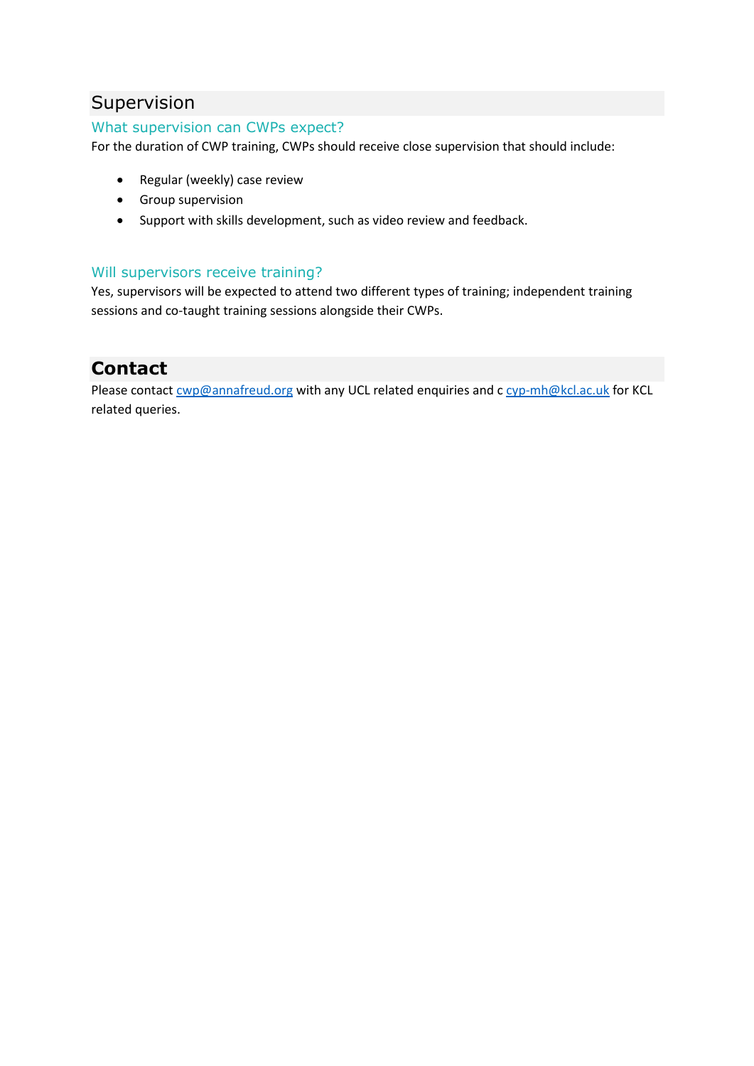## Supervision

### What supervision can CWPs expect?

For the duration of CWP training, CWPs should receive close supervision that should include:

- Regular (weekly) case review
- Group supervision
- Support with skills development, such as video review and feedback.

### Will supervisors receive training?

Yes, supervisors will be expected to attend two different types of training; independent training sessions and co-taught training sessions alongside their CWPs.

## Contact

Please contact cwp@annafreud.org with any UCL related enquiries and c cyp-mh@kcl.ac.uk for KCL related queries.